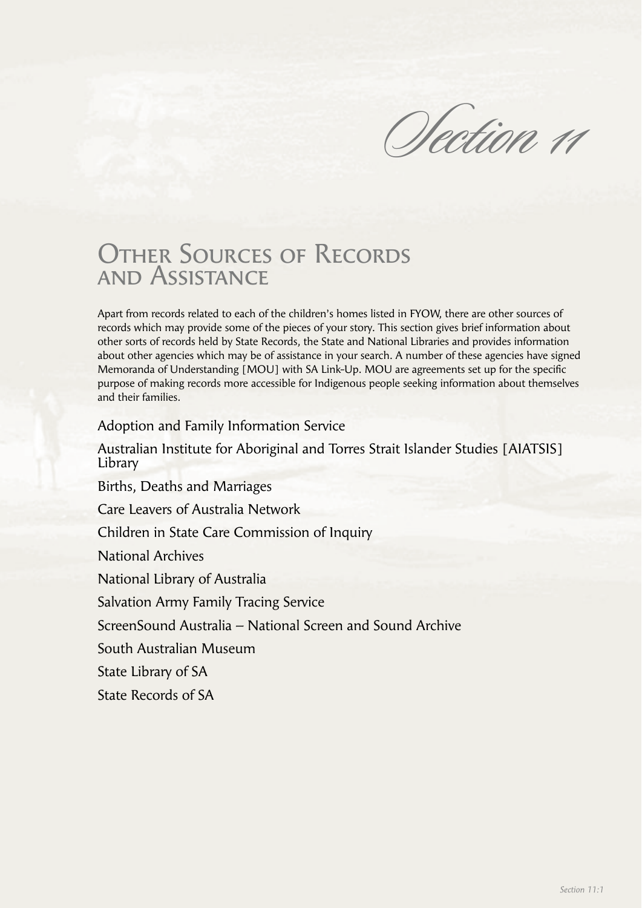# Section 11

## Other Sources of Records and Assistance

Apart from records related to each of the children's homes listed in FYOW, there are other sources of records which may provide some of the pieces of your story. This section gives brief information about other sorts of records held by State Records, the State and National Libraries and provides information about other agencies which may be of assistance in your search. A number of these agencies have signed Memoranda of Understanding [MOU] with SA Link-Up. MOU are agreements set up for the specific purpose of making records more accessible for Indigenous people seeking information about themselves and their families.

Adoption and Family Information Service

Australian Institute for Aboriginal and Torres Strait Islander Studies [AIATSIS] Library

Births, Deaths and Marriages

Care Leavers of Australia Network

Children in State Care Commission of Inquiry

National Archives

National Library of Australia

Salvation Army Family Tracing Service

ScreenSound Australia – National Screen and Sound Archive

South Australian Museum

State Library of SA

State Records of SA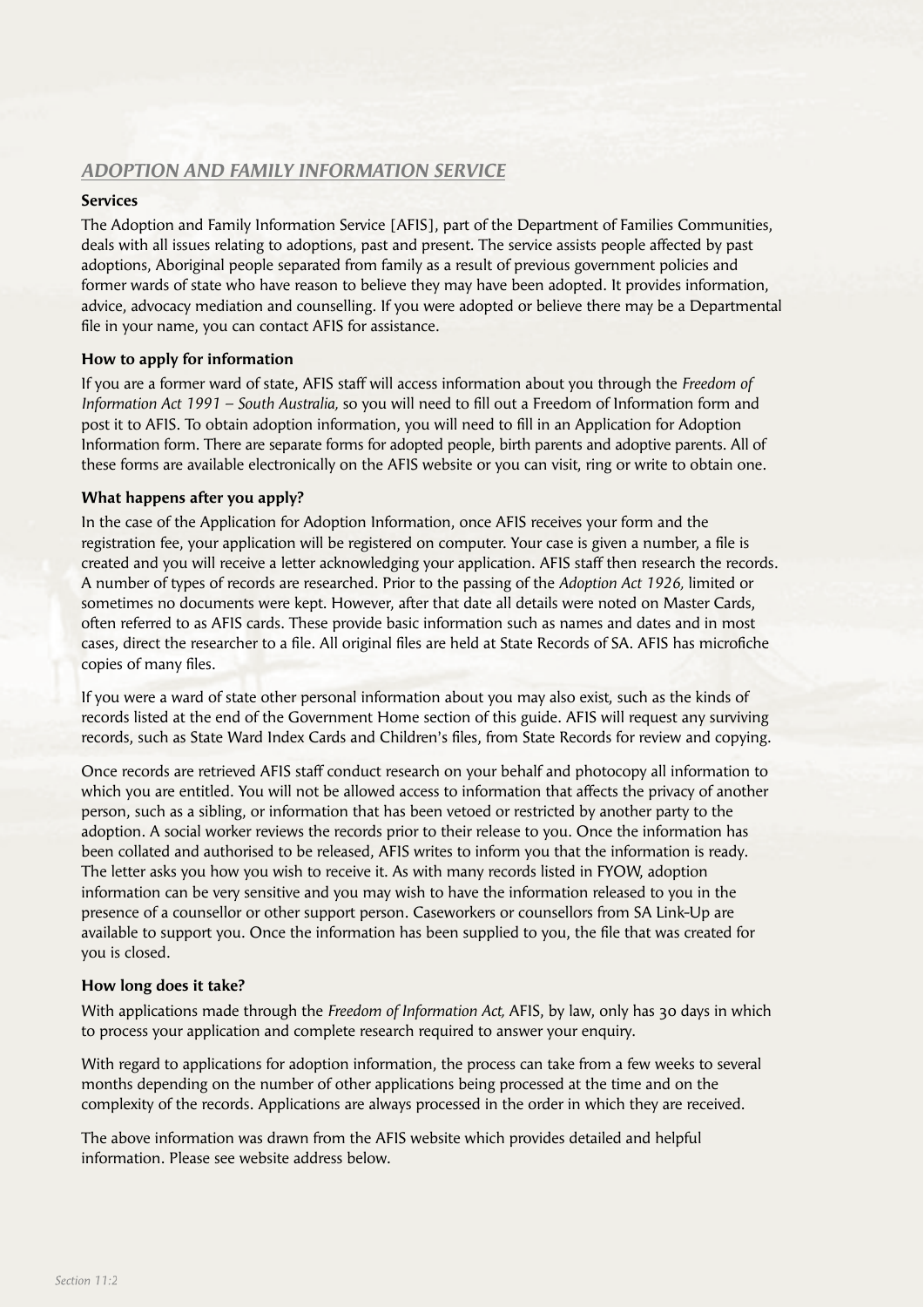## *ADOPTION AND FAMILY INFORMATION SERVICE*

### Services

The Adoption and Family Information Service [AFIS], part of the Department of Families Communities, deals with all issues relating to adoptions, past and present. The service assists people affected by past adoptions, Aboriginal people separated from family as a result of previous government policies and former wards of state who have reason to believe they may have been adopted. It provides information, advice, advocacy mediation and counselling. If you were adopted or believe there may be a Departmental file in your name, you can contact AFIS for assistance.

### How to apply for information

If you are a former ward of state, AFIS staff will access information about you through the *Freedom of Information Act 1991 – South Australia,* so you will need to fill out a Freedom of Information form and post it to AFIS. To obtain adoption information, you will need to fill in an Application for Adoption Information form. There are separate forms for adopted people, birth parents and adoptive parents. All of these forms are available electronically on the AFIS website or you can visit, ring or write to obtain one.

### What happens after you apply?

In the case of the Application for Adoption Information, once AFIS receives your form and the registration fee, your application will be registered on computer. Your case is given a number, a file is created and you will receive a letter acknowledging your application. AFIS staff then research the records. A number of types of records are researched. Prior to the passing of the *Adoption Act 1926,* limited or sometimes no documents were kept. However, after that date all details were noted on Master Cards, often referred to as AFIS cards. These provide basic information such as names and dates and in most cases, direct the researcher to a file. All original files are held at State Records of SA. AFIS has microfiche copies of many files.

If you were a ward of state other personal information about you may also exist, such as the kinds of records listed at the end of the Government Home section of this guide. AFIS will request any surviving records, such as State Ward Index Cards and Children's files, from State Records for review and copying.

Once records are retrieved AFIS staff conduct research on your behalf and photocopy all information to which you are entitled. You will not be allowed access to information that affects the privacy of another person, such as a sibling, or information that has been vetoed or restricted by another party to the adoption. A social worker reviews the records prior to their release to you. Once the information has been collated and authorised to be released, AFIS writes to inform you that the information is ready. The letter asks you how you wish to receive it. As with many records listed in FYOW, adoption information can be very sensitive and you may wish to have the information released to you in the presence of a counsellor or other support person. Caseworkers or counsellors from SA Link-Up are available to support you. Once the information has been supplied to you, the file that was created for you is closed.

### How long does it take?

With applications made through the *Freedom of Information Act,* AFIS, by law, only has 30 days in which to process your application and complete research required to answer your enquiry.

With regard to applications for adoption information, the process can take from a few weeks to several months depending on the number of other applications being processed at the time and on the complexity of the records. Applications are always processed in the order in which they are received.

The above information was drawn from the AFIS website which provides detailed and helpful information. Please see website address below.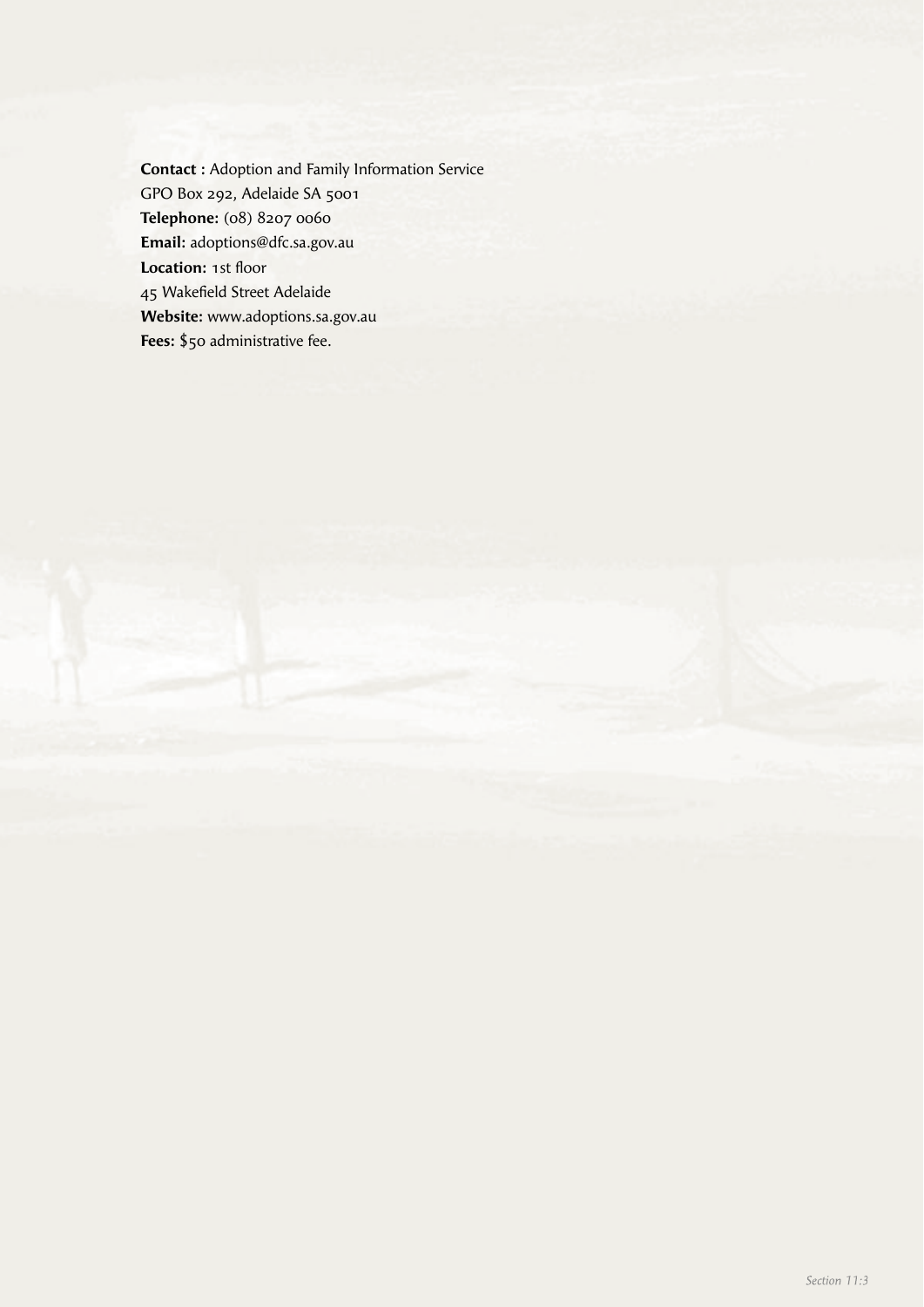**Contact :** Adoption and Family Information Service
GPO Box 292, Adelaide SA 5001
**Telephone:** (08) 8207 0060
**Email:** adoptions@dfc.sa.gov.au
**Location:** 1st floor
45 Wakefield Street Adelaide
**Website:** www.adoptions.sa.gov.au
**Fees:** $50 administrative fee.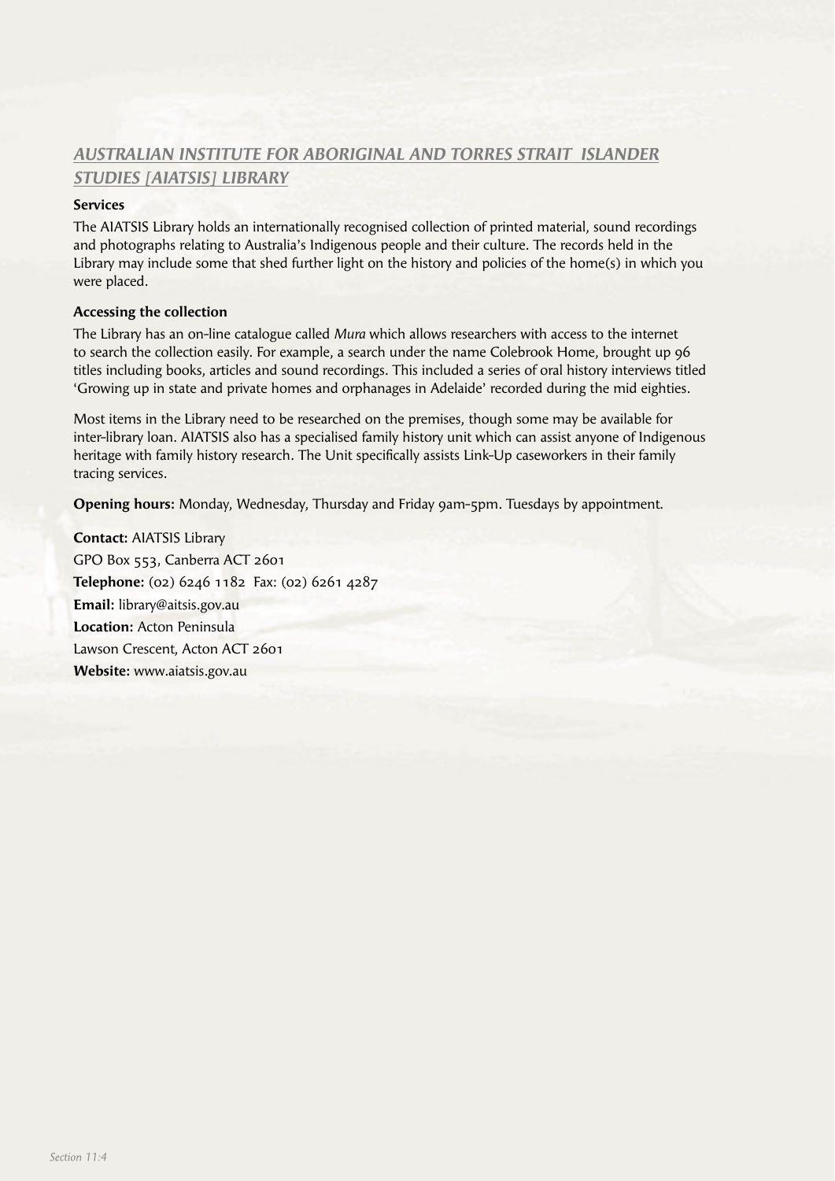## *AUSTRALIAN INSTITUTE FOR ABORIGINAL AND TORRES STRAIT ISLANDER STUDIES [AIATSIS] LIBRARY*

### Services

The AIATSIS Library holds an internationally recognised collection of printed material, sound recordings and photographs relating to Australia's Indigenous people and their culture. The records held in the Library may include some that shed further light on the history and policies of the home(s) in which you were placed.

### Accessing the collection

The Library has an on-line catalogue called *Mura* which allows researchers with access to the internet to search the collection easily. For example, a search under the name Colebrook Home, brought up 96 titles including books, articles and sound recordings. This included a series of oral history interviews titled 'Growing up in state and private homes and orphanages in Adelaide' recorded during the mid eighties.

Most items in the Library need to be researched on the premises, though some may be available for inter-library loan. AIATSIS also has a specialised family history unit which can assist anyone of Indigenous heritage with family history research. The Unit specifically assists Link-Up caseworkers in their family tracing services.

**Opening hours:** Monday, Wednesday, Thursday and Friday 9am-5pm. Tuesdays by appointment.

**Contact:** AIATSIS Library
GPO Box 553, Canberra ACT 2601
**Telephone:** (02) 6246 1182 Fax: (02) 6261 4287
**Email:** library@aitsis.gov.au
**Location:** Acton Peninsula
Lawson Crescent, Acton ACT 2601
**Website:** www.aiatsis.gov.au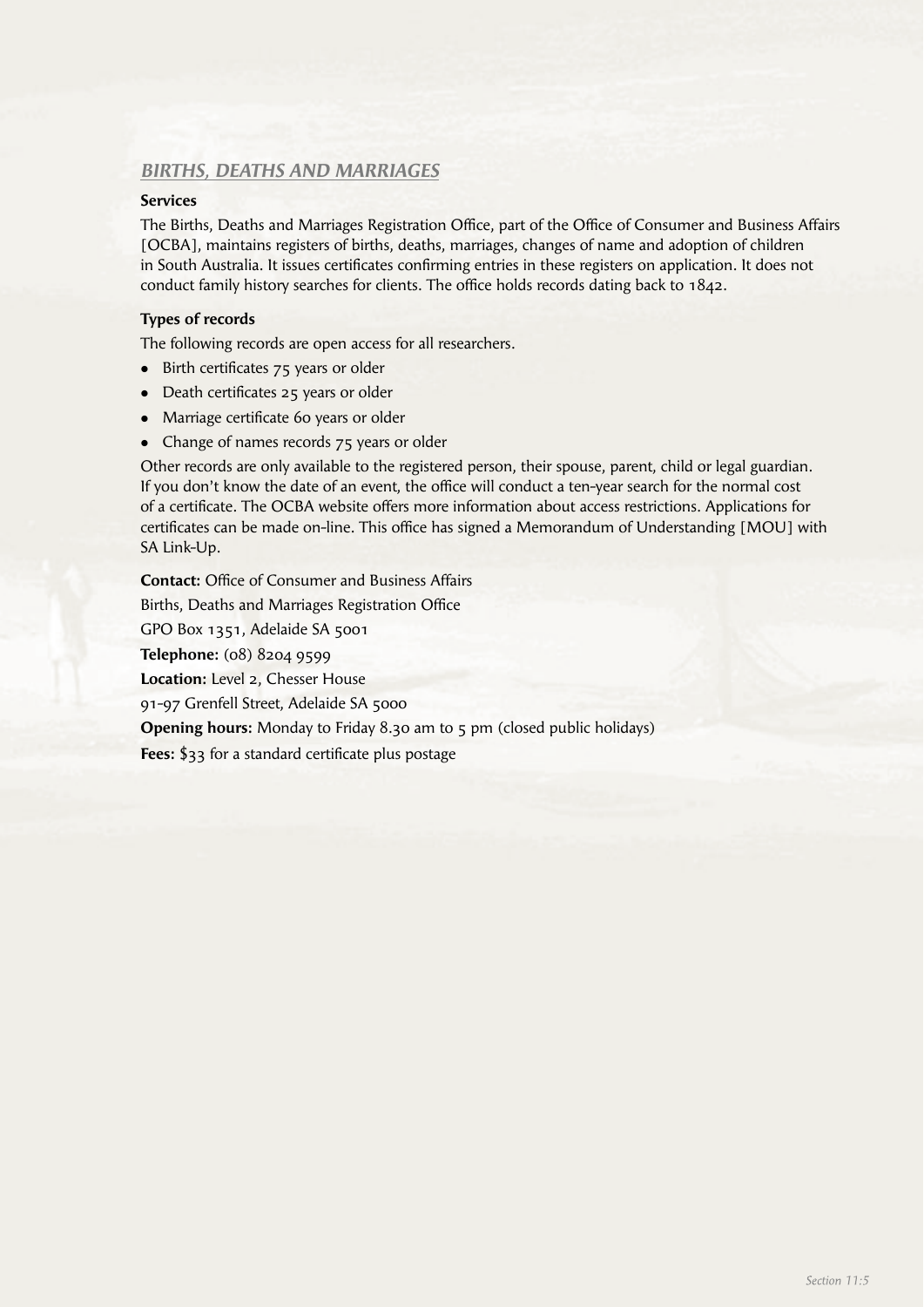## *BIRTHS, DEATHS AND MARRIAGES*

### Services

The Births, Deaths and Marriages Registration Office, part of the Office of Consumer and Business Affairs [OCBA], maintains registers of births, deaths, marriages, changes of name and adoption of children in South Australia. It issues certificates confirming entries in these registers on application. It does not conduct family history searches for clients. The office holds records dating back to 1842.

### Types of records

The following records are open access for all researchers.

- Birth certificates 75 years or older
- Death certificates 25 years or older
- Marriage certificate 60 years or older
- Change of names records 75 years or older

Other records are only available to the registered person, their spouse, parent, child or legal guardian. If you don't know the date of an event, the office will conduct a ten-year search for the normal cost of a certificate. The OCBA website offers more information about access restrictions. Applications for certificates can be made on-line. This office has signed a Memorandum of Understanding [MOU] with SA Link-Up.

**Contact:** Office of Consumer and Business Affairs

Births, Deaths and Marriages Registration Office

GPO Box 1351, Adelaide SA 5001

**Telephone:** (08) 8204 9599

**Location:** Level 2, Chesser House

91-97 Grenfell Street, Adelaide SA 5000

**Opening hours:** Monday to Friday 8.30 am to 5 pm (closed public holidays)

**Fees:** $33 for a standard certificate plus postage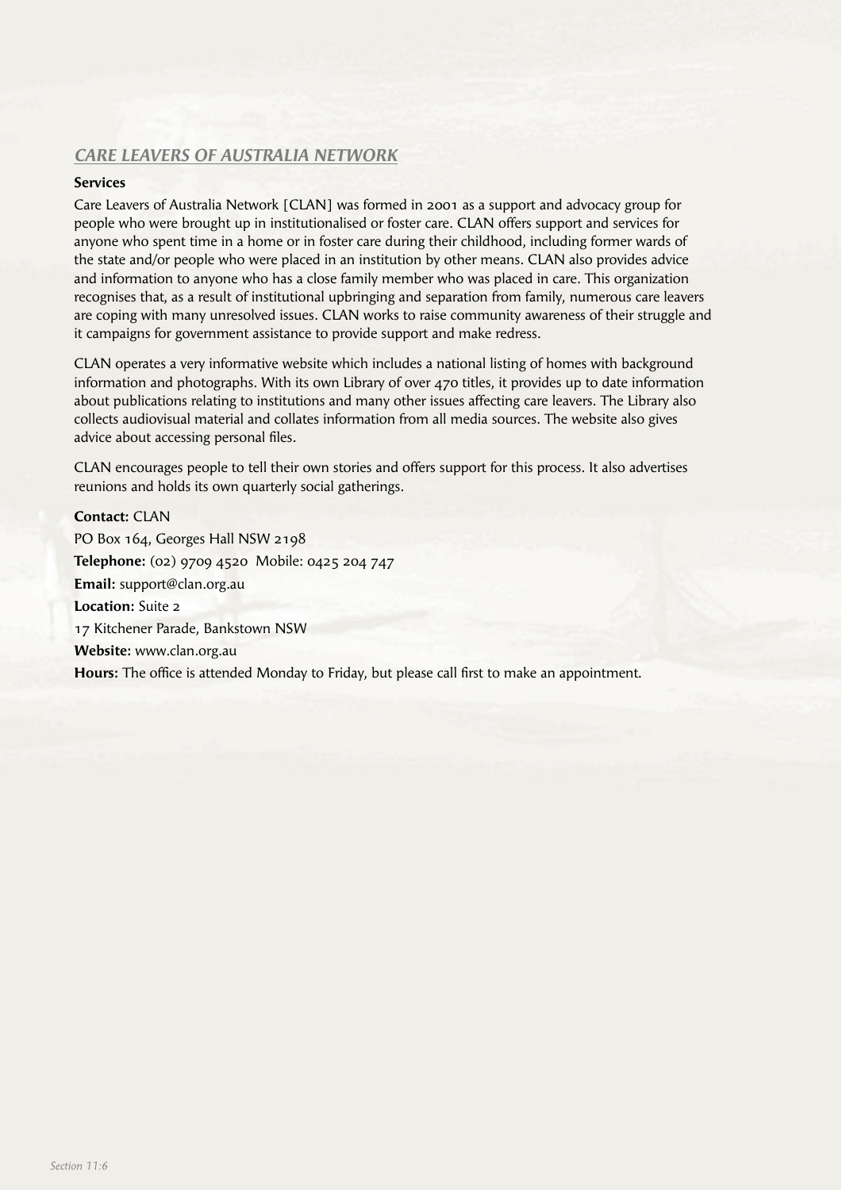## *CARE LEAVERS OF AUSTRALIA NETWORK*

**Services**

Care Leavers of Australia Network [CLAN] was formed in 2001 as a support and advocacy group for people who were brought up in institutionalised or foster care. CLAN offers support and services for anyone who spent time in a home or in foster care during their childhood, including former wards of the state and/or people who were placed in an institution by other means. CLAN also provides advice and information to anyone who has a close family member who was placed in care. This organization recognises that, as a result of institutional upbringing and separation from family, numerous care leavers are coping with many unresolved issues. CLAN works to raise community awareness of their struggle and it campaigns for government assistance to provide support and make redress.

CLAN operates a very informative website which includes a national listing of homes with background information and photographs. With its own Library of over 470 titles, it provides up to date information about publications relating to institutions and many other issues affecting care leavers. The Library also collects audiovisual material and collates information from all media sources. The website also gives advice about accessing personal files.

CLAN encourages people to tell their own stories and offers support for this process. It also advertises reunions and holds its own quarterly social gatherings.

**Contact:** CLAN
PO Box 164, Georges Hall NSW 2198
**Telephone:** (02) 9709 4520 Mobile: 0425 204 747
**Email:** support@clan.org.au
**Location:** Suite 2
17 Kitchener Parade, Bankstown NSW
**Website:** www.clan.org.au
**Hours:** The office is attended Monday to Friday, but please call first to make an appointment.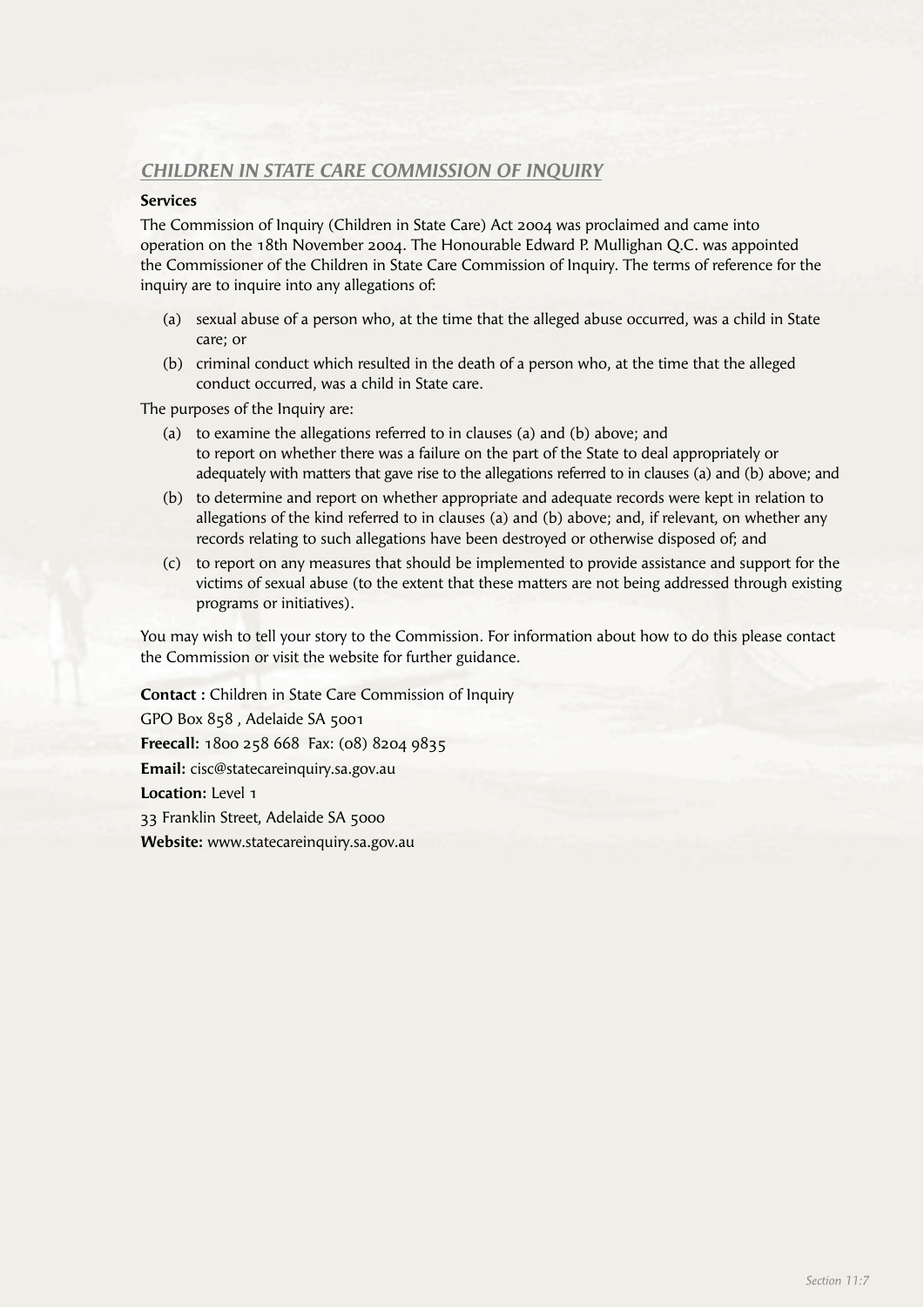## *CHILDREN IN STATE CARE COMMISSION OF INQUIRY*

**Services**

The Commission of Inquiry (Children in State Care) Act 2004 was proclaimed and came into operation on the 18th November 2004. The Honourable Edward P. Mullighan Q.C. was appointed the Commissioner of the Children in State Care Commission of Inquiry. The terms of reference for the inquiry are to inquire into any allegations of:

(a) sexual abuse of a person who, at the time that the alleged abuse occurred, was a child in State care; or

(b) criminal conduct which resulted in the death of a person who, at the time that the alleged conduct occurred, was a child in State care.

The purposes of the Inquiry are:

(a) to examine the allegations referred to in clauses (a) and (b) above; and
to report on whether there was a failure on the part of the State to deal appropriately or adequately with matters that gave rise to the allegations referred to in clauses (a) and (b) above; and

(b) to determine and report on whether appropriate and adequate records were kept in relation to allegations of the kind referred to in clauses (a) and (b) above; and, if relevant, on whether any records relating to such allegations have been destroyed or otherwise disposed of; and

(c) to report on any measures that should be implemented to provide assistance and support for the victims of sexual abuse (to the extent that these matters are not being addressed through existing programs or initiatives).

You may wish to tell your story to the Commission. For information about how to do this please contact the Commission or visit the website for further guidance.

**Contact :** Children in State Care Commission of Inquiry
GPO Box 858 , Adelaide SA 5001
**Freecall:** 1800 258 668 Fax: (08) 8204 9835
**Email:** cisc@statecareinquiry.sa.gov.au
**Location:** Level 1
33 Franklin Street, Adelaide SA 5000
**Website:** www.statecareinquiry.sa.gov.au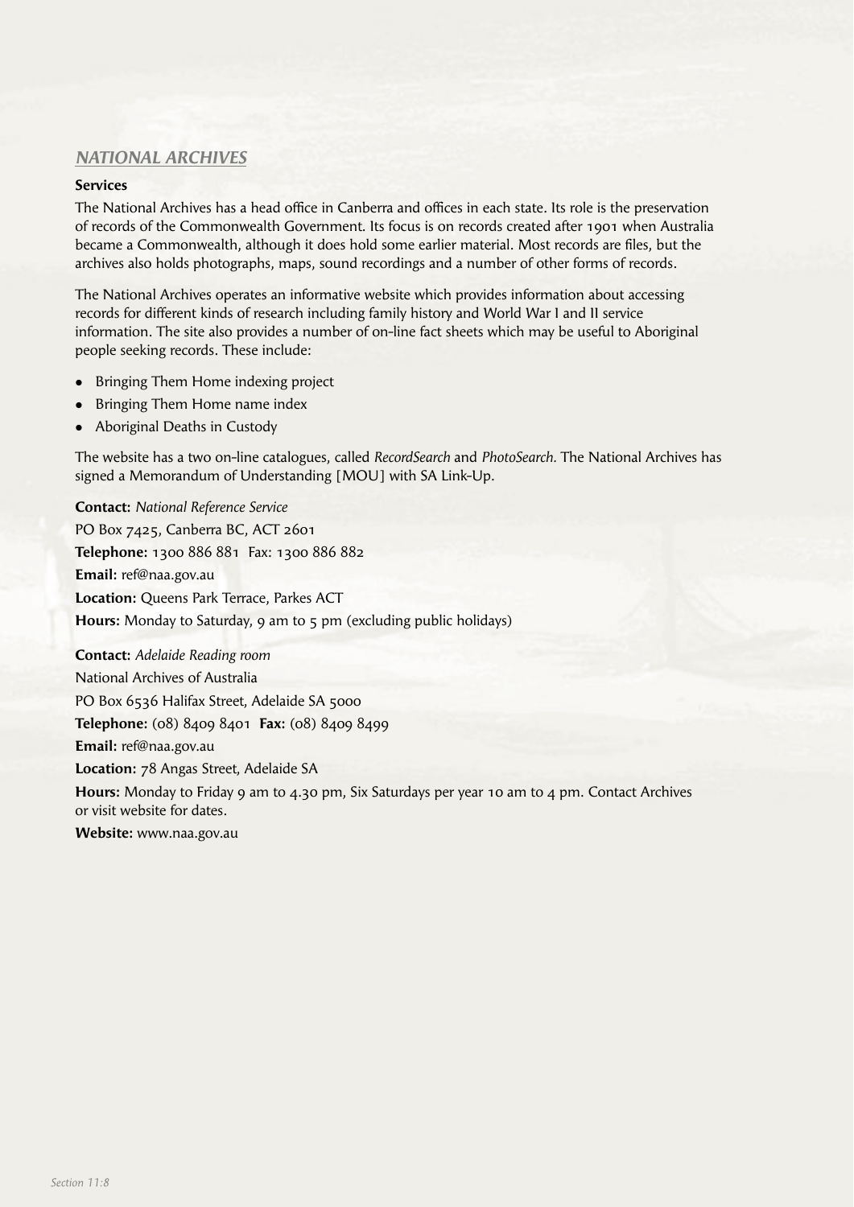## *NATIONAL ARCHIVES*

**Services**

The National Archives has a head office in Canberra and offices in each state. Its role is the preservation of records of the Commonwealth Government. Its focus is on records created after 1901 when Australia became a Commonwealth, although it does hold some earlier material. Most records are files, but the archives also holds photographs, maps, sound recordings and a number of other forms of records.

The National Archives operates an informative website which provides information about accessing records for different kinds of research including family history and World War I and II service information. The site also provides a number of on-line fact sheets which may be useful to Aboriginal people seeking records. These include:

- Bringing Them Home indexing project
- Bringing Them Home name index
- Aboriginal Deaths in Custody

The website has a two on-line catalogues, called *RecordSearch* and *PhotoSearch*. The National Archives has signed a Memorandum of Understanding [MOU] with SA Link-Up.

**Contact:** *National Reference Service*
PO Box 7425, Canberra BC, ACT 2601
**Telephone:** 1300 886 881 Fax: 1300 886 882
**Email:** ref@naa.gov.au
**Location:** Queens Park Terrace, Parkes ACT
**Hours:** Monday to Saturday, 9 am to 5 pm (excluding public holidays)

**Contact:** *Adelaide Reading room*
National Archives of Australia
PO Box 6536 Halifax Street, Adelaide SA 5000
**Telephone:** (08) 8409 8401 **Fax:** (08) 8409 8499
**Email:** ref@naa.gov.au
**Location:** 78 Angas Street, Adelaide SA
**Hours:** Monday to Friday 9 am to 4.30 pm, Six Saturdays per year 10 am to 4 pm. Contact Archives or visit website for dates.
**Website:** www.naa.gov.au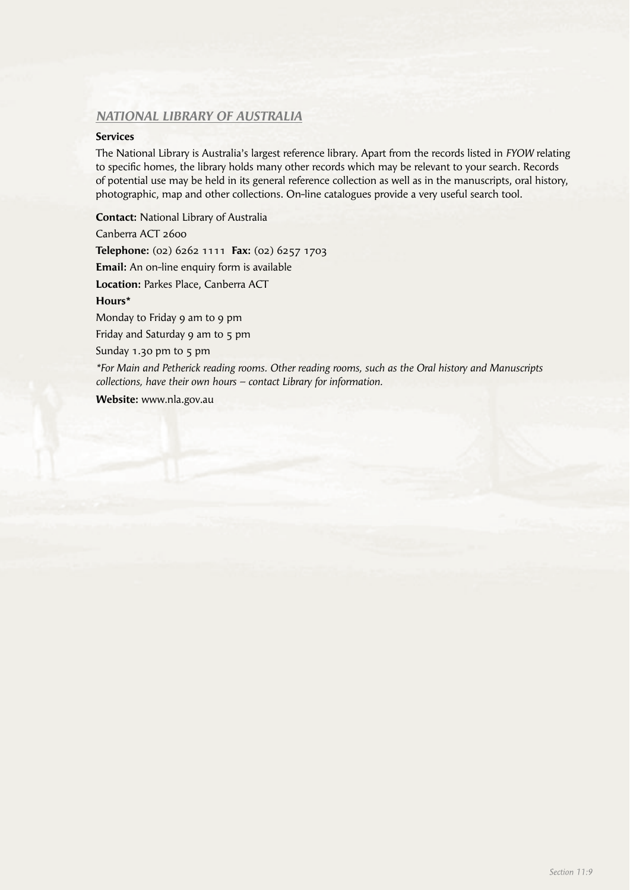## *NATIONAL LIBRARY OF AUSTRALIA*

### Services

The National Library is Australia's largest reference library. Apart from the records listed in *FYOW* relating to specific homes, the library holds many other records which may be relevant to your search. Records of potential use may be held in its general reference collection as well as in the manuscripts, oral history, photographic, map and other collections. On-line catalogues provide a very useful search tool.

**Contact:** National Library of Australia

Canberra ACT 2600

**Telephone:** (02) 6262 1111 **Fax:** (02) 6257 1703

**Email:** An on-line enquiry form is available

**Location:** Parkes Place, Canberra ACT

**Hours***

Monday to Friday 9 am to 9 pm

Friday and Saturday 9 am to 5 pm

Sunday 1.30 pm to 5 pm

*\*For Main and Petherick reading rooms. Other reading rooms, such as the Oral history and Manuscripts collections, have their own hours – contact Library for information.*

**Website:** www.nla.gov.au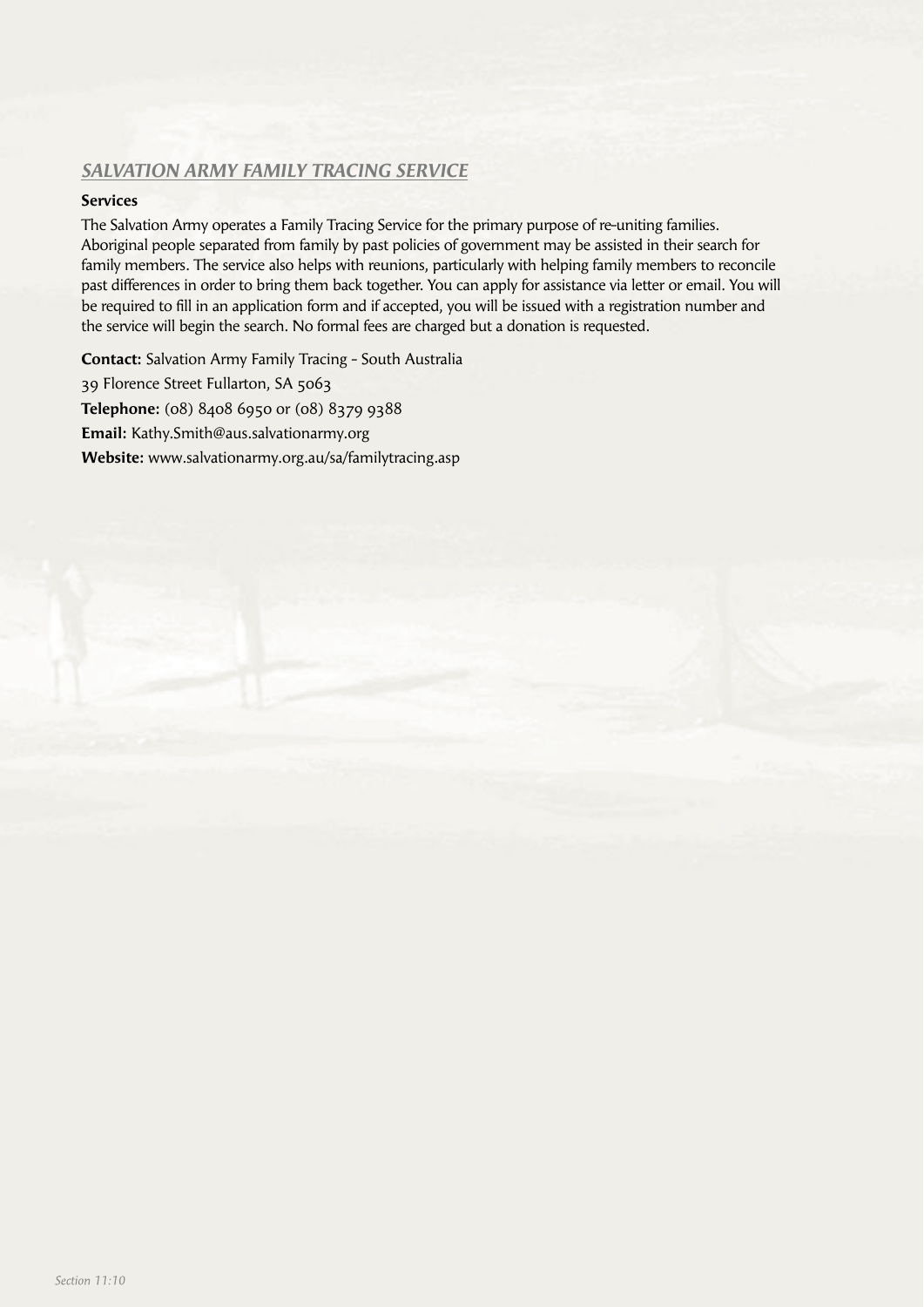## *SALVATION ARMY FAMILY TRACING SERVICE*

### Services

The Salvation Army operates a Family Tracing Service for the primary purpose of re-uniting families. Aboriginal people separated from family by past policies of government may be assisted in their search for family members. The service also helps with reunions, particularly with helping family members to reconcile past differences in order to bring them back together. You can apply for assistance via letter or email. You will be required to fill in an application form and if accepted, you will be issued with a registration number and the service will begin the search. No formal fees are charged but a donation is requested.

**Contact:** Salvation Army Family Tracing - South Australia

39 Florence Street Fullarton, SA 5063

**Telephone:** (08) 8408 6950 or (08) 8379 9388

**Email:** Kathy.Smith@aus.salvationarmy.org

**Website:** www.salvationarmy.org.au/sa/familytracing.asp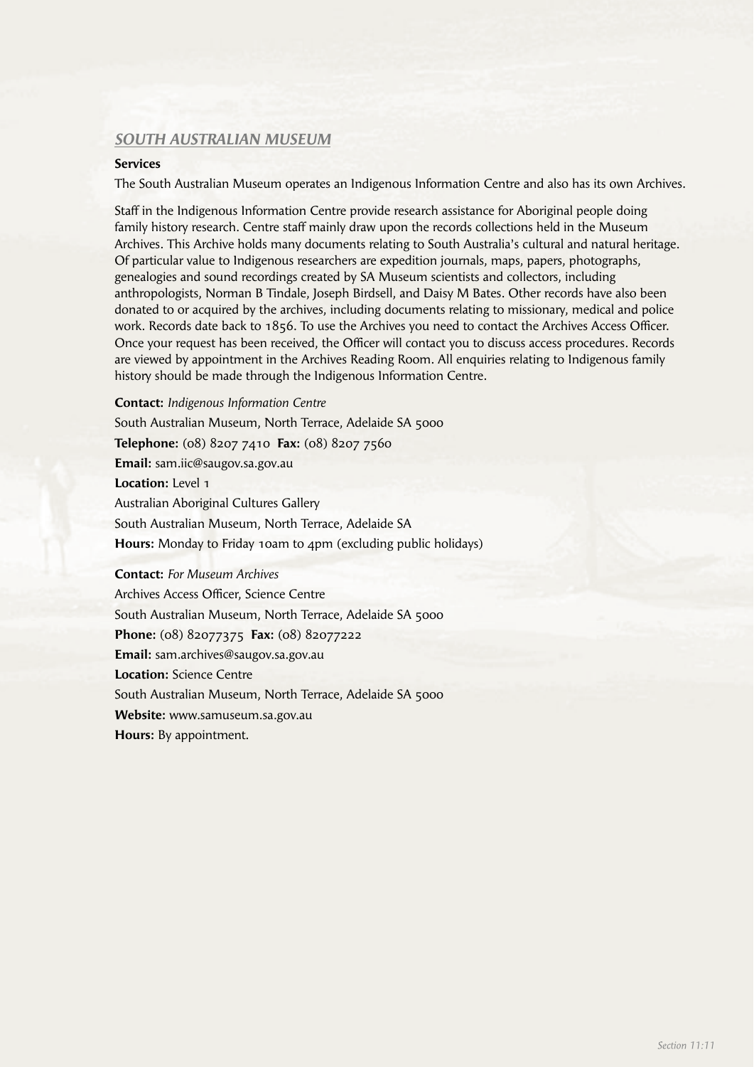## *SOUTH AUSTRALIAN MUSEUM*

**Services**

The South Australian Museum operates an Indigenous Information Centre and also has its own Archives.

Staff in the Indigenous Information Centre provide research assistance for Aboriginal people doing family history research. Centre staff mainly draw upon the records collections held in the Museum Archives. This Archive holds many documents relating to South Australia's cultural and natural heritage. Of particular value to Indigenous researchers are expedition journals, maps, papers, photographs, genealogies and sound recordings created by SA Museum scientists and collectors, including anthropologists, Norman B Tindale, Joseph Birdsell, and Daisy M Bates. Other records have also been donated to or acquired by the archives, including documents relating to missionary, medical and police work. Records date back to 1856. To use the Archives you need to contact the Archives Access Officer. Once your request has been received, the Officer will contact you to discuss access procedures. Records are viewed by appointment in the Archives Reading Room. All enquiries relating to Indigenous family history should be made through the Indigenous Information Centre.

**Contact:** *Indigenous Information Centre*
South Australian Museum, North Terrace, Adelaide SA 5000
**Telephone:** (08) 8207 7410 **Fax:** (08) 8207 7560
**Email:** sam.iic@saugov.sa.gov.au
**Location:** Level 1
Australian Aboriginal Cultures Gallery
South Australian Museum, North Terrace, Adelaide SA
**Hours:** Monday to Friday 10am to 4pm (excluding public holidays)

**Contact:** *For Museum Archives*
Archives Access Officer, Science Centre
South Australian Museum, North Terrace, Adelaide SA 5000
**Phone:** (08) 82077375 **Fax:** (08) 82077222
**Email:** sam.archives@saugov.sa.gov.au
**Location:** Science Centre
South Australian Museum, North Terrace, Adelaide SA 5000
**Website:** www.samuseum.sa.gov.au
**Hours:** By appointment.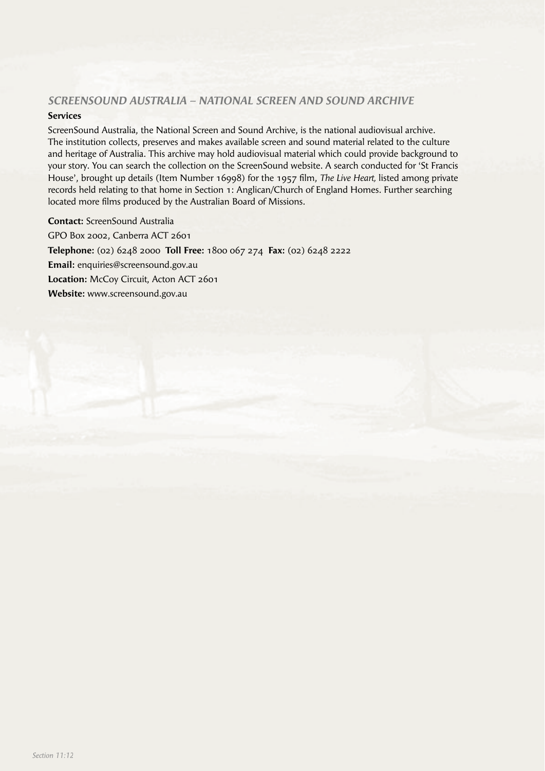## *SCREENSOUND AUSTRALIA – NATIONAL SCREEN AND SOUND ARCHIVE*

**Services**

ScreenSound Australia, the National Screen and Sound Archive, is the national audiovisual archive. The institution collects, preserves and makes available screen and sound material related to the culture and heritage of Australia. This archive may hold audiovisual material which could provide background to your story. You can search the collection on the ScreenSound website. A search conducted for 'St Francis House', brought up details (Item Number 16998) for the 1957 film, *The Live Heart,* listed among private records held relating to that home in Section 1: Anglican/Church of England Homes. Further searching located more films produced by the Australian Board of Missions.

**Contact:** ScreenSound Australia

GPO Box 2002, Canberra ACT 2601

**Telephone:** (02) 6248 2000 **Toll Free:** 1800 067 274 **Fax:** (02) 6248 2222

**Email:** enquiries@screensound.gov.au

**Location:** McCoy Circuit, Acton ACT 2601

**Website:** www.screensound.gov.au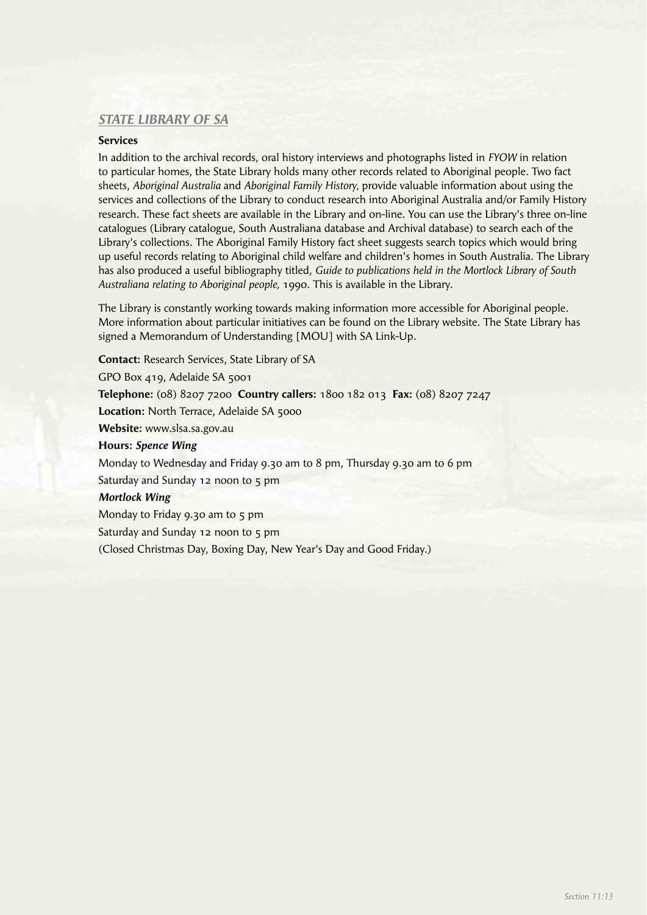## *STATE LIBRARY OF SA*

**Services**

In addition to the archival records, oral history interviews and photographs listed in *FYOW* in relation to particular homes, the State Library holds many other records related to Aboriginal people. Two fact sheets, *Aboriginal Australia* and *Aboriginal Family History,* provide valuable information about using the services and collections of the Library to conduct research into Aboriginal Australia and/or Family History research. These fact sheets are available in the Library and on-line. You can use the Library's three on-line catalogues (Library catalogue, South Australiana database and Archival database) to search each of the Library's collections. The Aboriginal Family History fact sheet suggests search topics which would bring up useful records relating to Aboriginal child welfare and children's homes in South Australia. The Library has also produced a useful bibliography titled, *Guide to publications held in the Mortlock Library of South Australiana relating to Aboriginal people,* 1990. This is available in the Library.

The Library is constantly working towards making information more accessible for Aboriginal people. More information about particular initiatives can be found on the Library website. The State Library has signed a Memorandum of Understanding [MOU] with SA Link-Up.

**Contact:** Research Services, State Library of SA

GPO Box 419, Adelaide SA 5001

**Telephone:** (08) 8207 7200 **Country callers:** 1800 182 013 **Fax:** (08) 8207 7247

**Location:** North Terrace, Adelaide SA 5000

**Website:** www.slsa.sa.gov.au

**Hours:** ***Spence Wing***

Monday to Wednesday and Friday 9.30 am to 8 pm, Thursday 9.30 am to 6 pm

Saturday and Sunday 12 noon to 5 pm

***Mortlock Wing***

Monday to Friday 9.30 am to 5 pm

Saturday and Sunday 12 noon to 5 pm

(Closed Christmas Day, Boxing Day, New Year's Day and Good Friday.)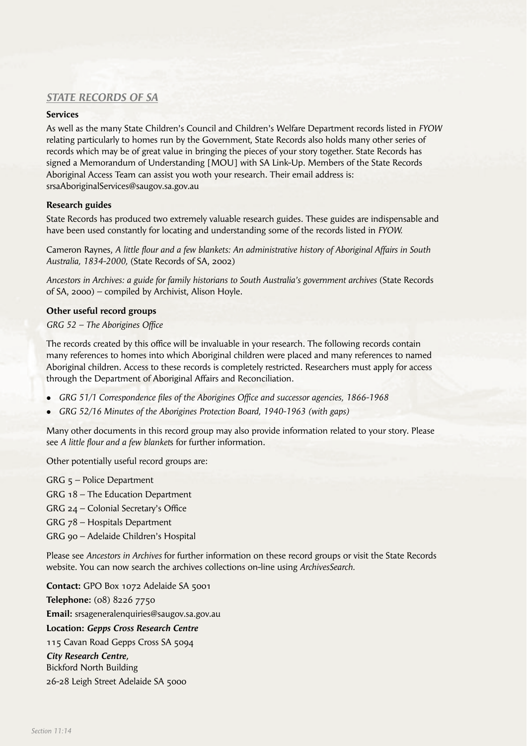## *STATE RECORDS OF SA*

**Services**

As well as the many State Children's Council and Children's Welfare Department records listed in *FYOW* relating particularly to homes run by the Government, State Records also holds many other series of records which may be of great value in bringing the pieces of your story together. State Records has signed a Memorandum of Understanding [MOU] with SA Link-Up. Members of the State Records Aboriginal Access Team can assist you woth your research. Their email address is: srsaAboriginalServices@saugov.sa.gov.au

**Research guides**

State Records has produced two extremely valuable research guides. These guides are indispensable and have been used constantly for locating and understanding some of the records listed in *FYOW.*

Cameron Raynes, *A little flour and a few blankets: An administrative history of Aboriginal Affairs in South Australia, 1834-2000,* (State Records of SA, 2002)

*Ancestors in Archives: a guide for family historians to South Australia's government archives* (State Records of SA, 2000) – compiled by Archivist, Alison Hoyle.

**Other useful record groups**

*GRG 52 – The Aborigines Office*

The records created by this office will be invaluable in your research. The following records contain many references to homes into which Aboriginal children were placed and many references to named Aboriginal children. Access to these records is completely restricted. Researchers must apply for access through the Department of Aboriginal Affairs and Reconciliation.

- *GRG 51/1 Correspondence files of the Aborigines Office and successor agencies, 1866-1968*
- *GRG 52/16 Minutes of the Aborigines Protection Board, 1940-1963 (with gaps)*

Many other documents in this record group may also provide information related to your story. Please see *A little flour and a few blanket*s for further information.

Other potentially useful record groups are:

GRG 5 – Police Department

GRG 18 – The Education Department

GRG 24 – Colonial Secretary's Office

GRG 78 – Hospitals Department

GRG 90 – Adelaide Children's Hospital

Please see *Ancestors in Archives* for further information on these record groups or visit the State Records website. You can now search the archives collections on-line using *ArchivesSearch.*

**Contact:** GPO Box 1072 Adelaide SA 5001

**Telephone:** (08) 8226 7750

**Email:** srsageneralenquiries@saugov.sa.gov.au

**Location:** ***Gepps Cross Research Centre***

115 Cavan Road Gepps Cross SA 5094

***City Research Centre,***

Bickford North Building

26-28 Leigh Street Adelaide SA 5000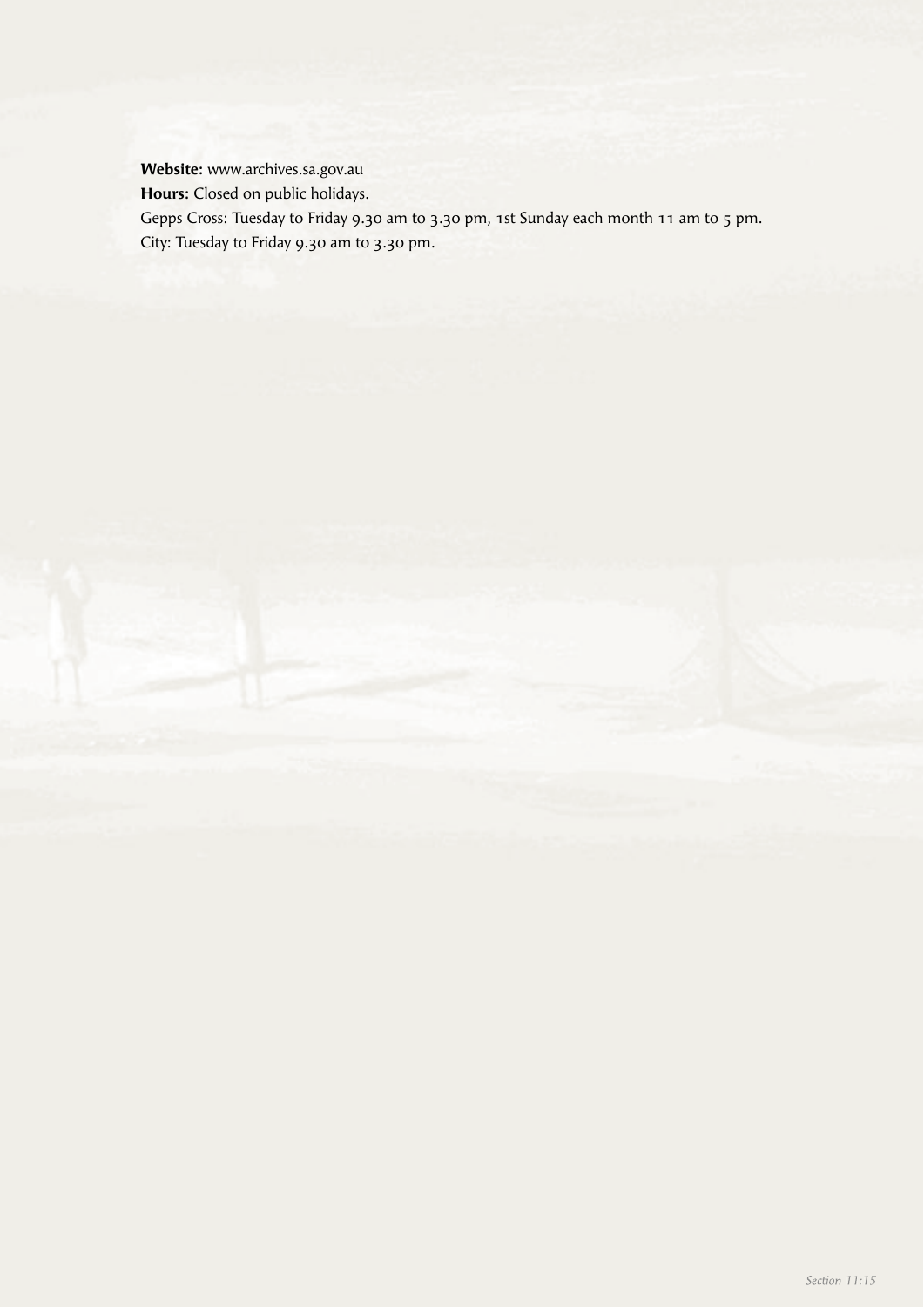**Website:** www.archives.sa.gov.au

**Hours:** Closed on public holidays.

Gepps Cross: Tuesday to Friday 9.30 am to 3.30 pm, 1st Sunday each month 11 am to 5 pm.

City: Tuesday to Friday 9.30 am to 3.30 pm.